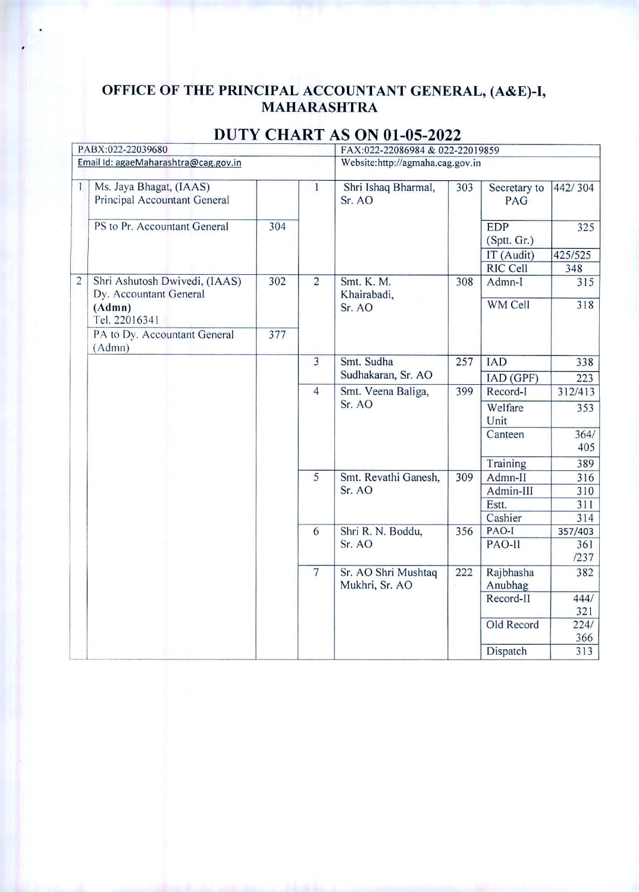# OFFICE OF THE PRINCIPAL ACCOUNTANT GENERAL, (A&E)-I, MAHARASHTRA

## DUTY CHART AS ON 01-05-2022

| PABX:022-22039680 | | | | FAX:022-22086984 & 022-22019859 | | | |
|---|---|---|---|---|---|---|---|
| Email Id: agaeMaharashtra@cag.gov.in | | | | Website:http://agmaha.cag.gov.in | | | |
| 1 | Ms. Jaya Bhagat, (IAAS) Principal Accountant General | | 1 | Shri Ishaq Bharmal, Sr. AO | 303 | Secretary to PAG | 442/ 304 |
| | PS to Pr. Accountant General | 304 | | | | EDP (Sptt. Gr.) | 325 |
| | | | | | | IT (Audit) | 425/525 |
| | | | | | | RIC Cell | 348 |
| 2 | Shri Ashutosh Dwivedi, (IAAS) Dy. Accountant General **(Admn)** Tel. 22016341 | 302 | 2 | Smt. K. M. Khairabadi, Sr. AO | 308 | Admn-I | 315 |
| | | | | | | WM Cell | 318 |
| | PA to Dy. Accountant General (Admn) | 377 | | | | | |
| | | | 3 | Smt. Sudha Sudhakaran, Sr. AO | 257 | IAD | 338 |
| | | | | | | IAD (GPF) | 223 |
| | | | 4 | Smt. Veena Baliga, Sr. AO | 399 | Record-I | 312/413 |
| | | | | | | Welfare Unit | 353 |
| | | | | | | Canteen | 364/ 405 |
| | | | | | | Training | 389 |
| | | | 5 | Smt. Revathi Ganesh, Sr. AO | 309 | Admn-II | 316 |
| | | | | | | Admin-III | 310 |
| | | | | | | Estt. | 311 |
| | | | | | | Cashier | 314 |
| | | | 6 | Shri R. N. Boddu, Sr. AO | 356 | PAO-I | 357/403 |
| | | | | | | PAO-II | 361 /237 |
| | | | 7 | Sr. AO Shri Mushtaq Mukhri, Sr. AO | 222 | Rajbhasha Anubhag | 382 |
| | | | | | | Record-II | 444/ 321 |
| | | | | | | Old Record | 224/ 366 |
| | | | | | | Dispatch | 313 |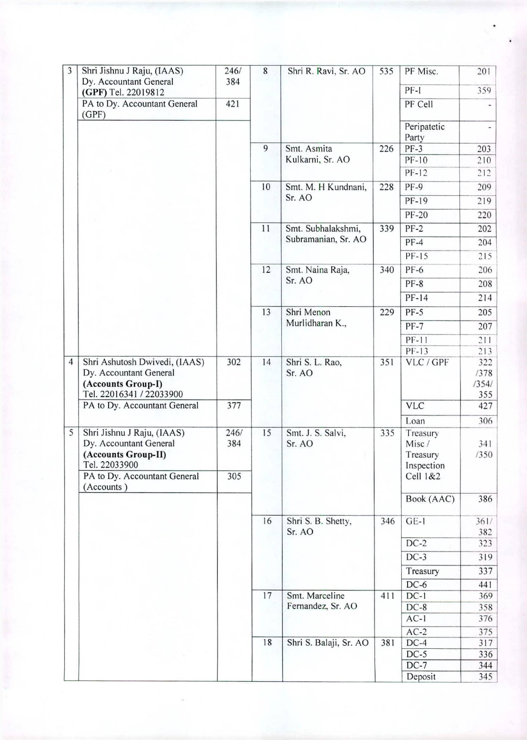| 3 | Shri Jishnu J Raju, (IAAS) Dy. Accountant General **(GPF)** Tel. 22019812 | 246/ 384 | 8 | Shri R. Ravi, Sr. AO | 535 | PF Misc. | 201 |
|---|---|---|---|---|---|---|---|
| | | | | | | PF-I | 359 |
| | PA to Dy. Accountant General (GPF) | 421 | | | | PF Cell | - |
| | | | | | | Peripatetic Party | - |
| | | | 9 | Smt. Asmita Kulkarni, Sr. AO | 226 | PF-3 | 203 |
| | | | | | | PF-10 | 210 |
| | | | | | | PF-12 | 212 |
| | | | 10 | Smt. M. H Kundnani, Sr. AO | 228 | PF-9 | 209 |
| | | | | | | PF-19 | 219 |
| | | | | | | PF-20 | 220 |
| | | | 11 | Smt. Subhalakshmi, Subramanian, Sr. AO | 339 | PF-2 | 202 |
| | | | | | | PF-4 | 204 |
| | | | | | | PF-15 | 215 |
| | | | 12 | Smt. Naina Raja, Sr. AO | 340 | PF-6 | 206 |
| | | | | | | PF-8 | 208 |
| | | | | | | PF-14 | 214 |
| | | | 13 | Shri Menon Murlidharan K., | 229 | PF-5 | 205 |
| | | | | | | PF-7 | 207 |
| | | | | | | PF-11 | 211 |
| | | | | | | PF-13 | 213 |
| 4 | Shri Ashutosh Dwivedi, (IAAS) Dy. Accountant General **(Accounts Group-I)** Tel. 22016341 / 22033900 | 302 | 14 | Shri S. L. Rao, Sr. AO | 351 | VLC / GPF | 322 /378 /354/ 355 |
| | PA to Dy. Accountant General | 377 | | | | VLC | 427 |
| | | | | | | Loan | 306 |
| 5 | Shri Jishnu J Raju, (IAAS) Dy. Accountant General **(Accounts Group-II)** Tel. 22033900 | 246/ 384 | 15 | Smt. J. S. Salvi, Sr. AO | 335 | Treasury Misc / Treasury Inspection Cell 1&2 | 341 /350 |
| | PA to Dy. Accountant General (Accounts ) | 305 | | | | | |
| | | | | | | Book (AAC) | 386 |
| | | | 16 | Shri S. B. Shetty, Sr. AO | 346 | GE-1 | 361/ 382 |
| | | | | | | DC-2 | 323 |
| | | | | | | DC-3 | 319 |
| | | | | | | Treasury | 337 |
| | | | | | | DC-6 | 441 |
| | | | 17 | Smt. Marceline Fernandez, Sr. AO | 411 | DC-1 | 369 |
| | | | | | | DC-8 | 358 |
| | | | | | | AC-1 | 376 |
| | | | | | | AC-2 | 375 |
| | | | 18 | Shri S. Balaji, Sr. AO | 381 | DC-4 | 317 |
| | | | | | | DC-5 | 336 |
| | | | | | | DC-7 | 344 |
| | | | | | | Deposit | 345 |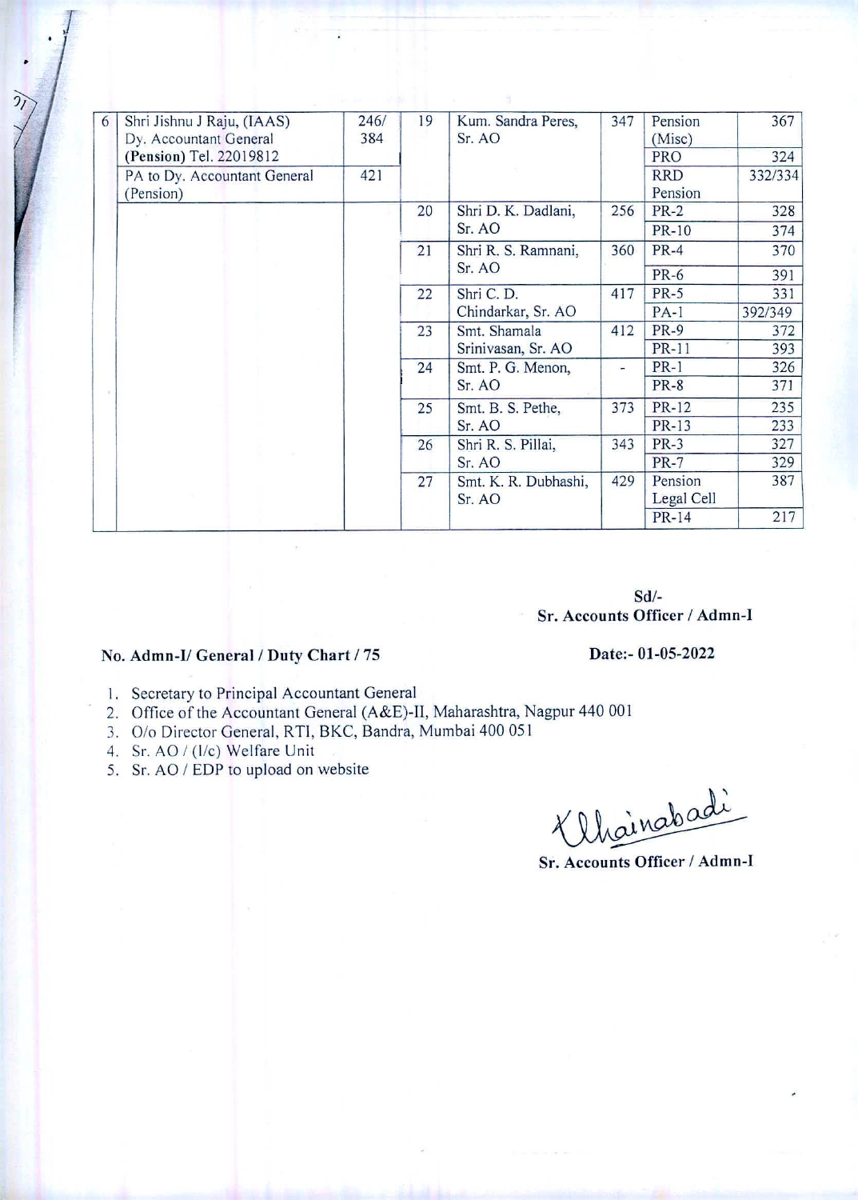| | | | | | | | |
|---|---|---|---|---|---|---|---|
| 6 | Shri Jishnu J Raju, (IAAS) Dy. Accountant General **(Pension)** Tel. 22019812 | 246/ 384 | 19 | Kum. Sandra Peres, Sr. AO | 347 | Pension (Misc) | 367 |
| | | | | | | PRO | 324 |
| | PA to Dy. Accountant General (Pension) | 421 | | | | RRD Pension | 332/334 |
| | | | 20 | Shri D. K. Dadlani, Sr. AO | 256 | PR-2 | 328 |
| | | | | | | PR-10 | 374 |
| | | | 21 | Shri R. S. Ramnani, Sr. AO | 360 | PR-4 | 370 |
| | | | | | | PR-6 | 391 |
| | | | 22 | Shri C. D. Chindarkar, Sr. AO | 417 | PR-5 | 331 |
| | | | | | | PA-1 | 392/349 |
| | | | 23 | Smt. Shamala Srinivasan, Sr. AO | 412 | PR-9 | 372 |
| | | | | | | PR-11 | 393 |
| | | | 24 | Smt. P. G. Menon, Sr. AO | - | PR-1 | 326 |
| | | | | | | PR-8 | 371 |
| | | | 25 | Smt. B. S. Pethe, Sr. AO | 373 | PR-12 | 235 |
| | | | | | | PR-13 | 233 |
| | | | 26 | Shri R. S. Pillai, Sr. AO | 343 | PR-3 | 327 |
| | | | | | | PR-7 | 329 |
| | | | 27 | Smt. K. R. Dubhashi, Sr. AO | 429 | Pension Legal Cell | 387 |
| | | | | | | PR-14 | 217 |

**Sd/-**
**Sr. Accounts Officer / Admn-I**

**No. Admn-I/ General / Duty Chart / 75** **Date:- 01-05-2022**

1. Secretary to Principal Accountant General
2. Office of the Accountant General (A&E)-II, Maharashtra, Nagpur 440 001
3. O/o Director General, RTI, BKC, Bandra, Mumbai 400 051
4. Sr. AO / (I/c) Welfare Unit
5. Sr. AO / EDP to upload on website

Khainabadi
**Sr. Accounts Officer / Admn-I**